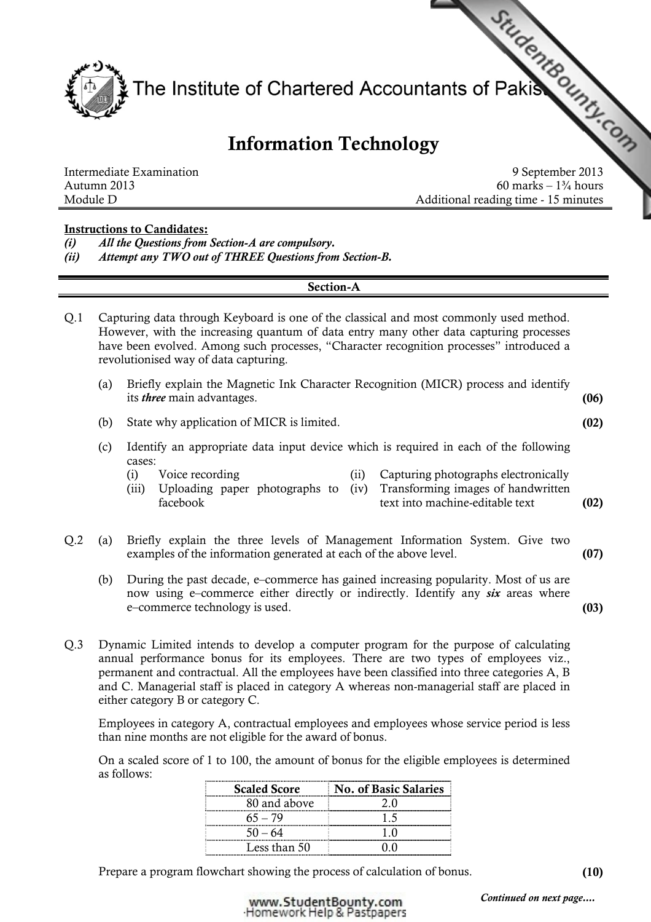The Institute of Chartered Accountants of Pakistan

# Information Technology

Intermediate Examination
Autumn 2013
Module D

9 September 2013
60 marks – 1¾ hours
Additional reading time - 15 minutes

**Instructions to Candidates:**

*(i) All the Questions from Section-A are compulsory.*
*(ii) Attempt any TWO out of THREE Questions from Section-B.*

## Section-A

**Q.1** Capturing data through Keyboard is one of the classical and most commonly used method. However, with the increasing quantum of data entry many other data capturing processes have been evolved. Among such processes, "Character recognition processes" introduced a revolutionised way of data capturing.

(a) Briefly explain the Magnetic Ink Character Recognition (MICR) process and identify its ***three*** main advantages. **(06)**

(b) State why application of MICR is limited. **(02)**

(c) Identify an appropriate data input device which is required in each of the following cases:

(i) Voice recording
(ii) Capturing photographs electronically
(iii) Uploading paper photographs to facebook
(iv) Transforming images of handwritten text into machine-editable text **(02)**

**Q.2** (a) Briefly explain the three levels of Management Information System. Give two examples of the information generated at each of the above level. **(07)**

(b) During the past decade, e–commerce has gained increasing popularity. Most of us are now using e–commerce either directly or indirectly. Identify any ***six*** areas where e–commerce technology is used. **(03)**

**Q.3** Dynamic Limited intends to develop a computer program for the purpose of calculating annual performance bonus for its employees. There are two types of employees viz., permanent and contractual. All the employees have been classified into three categories A, B and C. Managerial staff is placed in category A whereas non-managerial staff are placed in either category B or category C.

Employees in category A, contractual employees and employees whose service period is less than nine months are not eligible for the award of bonus.

On a scaled score of 1 to 100, the amount of bonus for the eligible employees is determined as follows:

| Scaled Score | No. of Basic Salaries |
|---|---|
| 80 and above | 2.0 |
| 65 – 79 | 1.5 |
| 50 – 64 | 1.0 |
| Less than 50 | 0.0 |

Prepare a program flowchart showing the process of calculation of bonus. **(10)**

*Continued on next page….*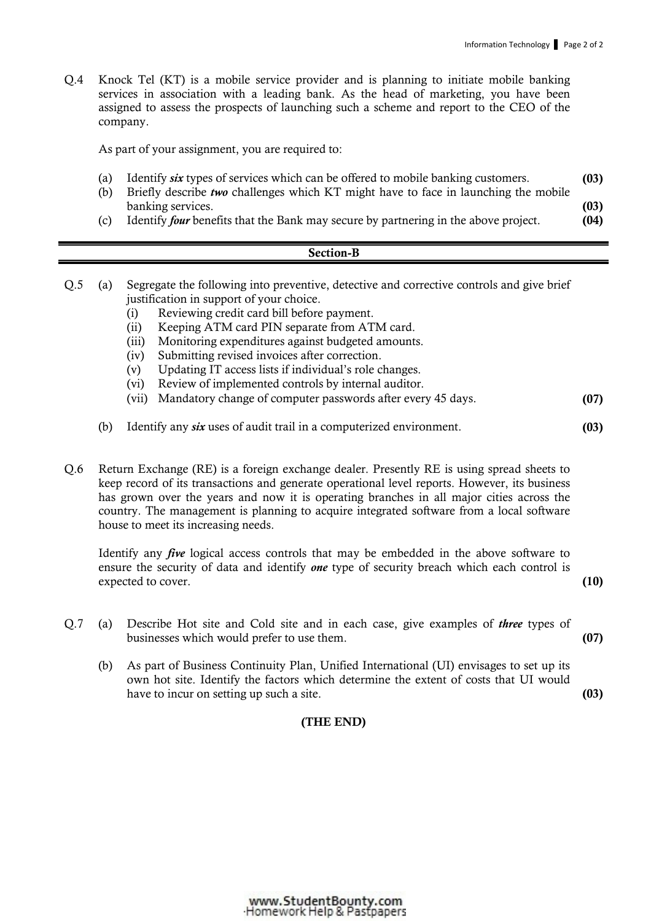Q.4 Knock Tel (KT) is a mobile service provider and is planning to initiate mobile banking services in association with a leading bank. As the head of marketing, you have been assigned to assess the prospects of launching such a scheme and report to the CEO of the company.

As part of your assignment, you are required to:

(a) Identify ***six*** types of services which can be offered to mobile banking customers. **(03)**

(b) Briefly describe ***two*** challenges which KT might have to face in launching the mobile banking services. **(03)**

(c) Identify ***four*** benefits that the Bank may secure by partnering in the above project. **(04)**

## Section-B

Q.5 (a) Segregate the following into preventive, detective and corrective controls and give brief justification in support of your choice.

(i) Reviewing credit card bill before payment.
(ii) Keeping ATM card PIN separate from ATM card.
(iii) Monitoring expenditures against budgeted amounts.
(iv) Submitting revised invoices after correction.
(v) Updating IT access lists if individual's role changes.
(vi) Review of implemented controls by internal auditor.
(vii) Mandatory change of computer passwords after every 45 days. **(07)**

(b) Identify any ***six*** uses of audit trail in a computerized environment. **(03)**

Q.6 Return Exchange (RE) is a foreign exchange dealer. Presently RE is using spread sheets to keep record of its transactions and generate operational level reports. However, its business has grown over the years and now it is operating branches in all major cities across the country. The management is planning to acquire integrated software from a local software house to meet its increasing needs.

Identify any ***five*** logical access controls that may be embedded in the above software to ensure the security of data and identify ***one*** type of security breach which each control is expected to cover. **(10)**

Q.7 (a) Describe Hot site and Cold site and in each case, give examples of ***three*** types of businesses which would prefer to use them. **(07)**

(b) As part of Business Continuity Plan, Unified International (UI) envisages to set up its own hot site. Identify the factors which determine the extent of costs that UI would have to incur on setting up such a site. **(03)**

**(THE END)**